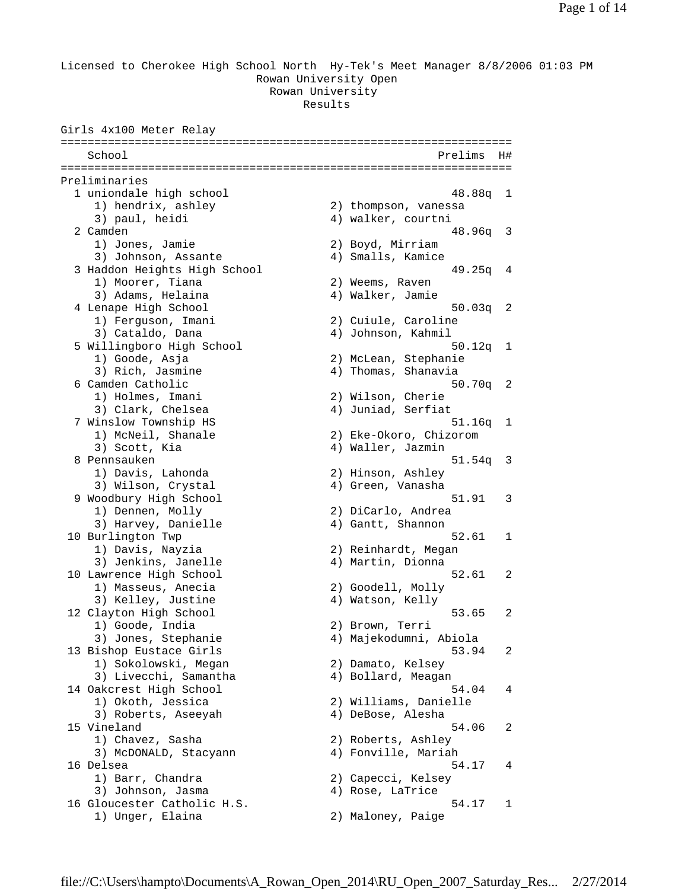Licensed to Cherokee High School North  Hy-Tek's Meet Manager 8/8/2006 01:03 PM

Rowan University Open
Rowan University
Results

## Girls 4x100 Meter Relay

| | School | Prelims | H# |
|---|---|---|---|
| **Preliminaries** | | | |
| 1 | uniondale high school | 48.88q | 1 |
| | 1) hendrix, ashley; 2) thompson, vanessa; 3) paul, heidi; 4) walker, courtni | | |
| 2 | Camden | 48.96q | 3 |
| | 1) Jones, Jamie; 2) Boyd, Mirriam; 3) Johnson, Assante; 4) Smalls, Kamice | | |
| 3 | Haddon Heights High School | 49.25q | 4 |
| | 1) Moorer, Tiana; 2) Weems, Raven; 3) Adams, Helaina; 4) Walker, Jamie | | |
| 4 | Lenape High School | 50.03q | 2 |
| | 1) Ferguson, Imani; 2) Cuiule, Caroline; 3) Cataldo, Dana; 4) Johnson, Kahmil | | |
| 5 | Willingboro High School | 50.12q | 1 |
| | 1) Goode, Asja; 2) McLean, Stephanie; 3) Rich, Jasmine; 4) Thomas, Shanavia | | |
| 6 | Camden Catholic | 50.70q | 2 |
| | 1) Holmes, Imani; 2) Wilson, Cherie; 3) Clark, Chelsea; 4) Juniad, Serfiat | | |
| 7 | Winslow Township HS | 51.16q | 1 |
| | 1) McNeil, Shanale; 2) Eke-Okoro, Chizorom; 3) Scott, Kia; 4) Waller, Jazmin | | |
| 8 | Pennsauken | 51.54q | 3 |
| | 1) Davis, Lahonda; 2) Hinson, Ashley; 3) Wilson, Crystal; 4) Green, Vanasha | | |
| 9 | Woodbury High School | 51.91 | 3 |
| | 1) Dennen, Molly; 2) DiCarlo, Andrea; 3) Harvey, Danielle; 4) Gantt, Shannon | | |
| 10 | Burlington Twp | 52.61 | 1 |
| | 1) Davis, Nayzia; 2) Reinhardt, Megan; 3) Jenkins, Janelle; 4) Martin, Dionna | | |
| 10 | Lawrence High School | 52.61 | 2 |
| | 1) Masseus, Anecia; 2) Goodell, Molly; 3) Kelley, Justine; 4) Watson, Kelly | | |
| 12 | Clayton High School | 53.65 | 2 |
| | 1) Goode, India; 2) Brown, Terri; 3) Jones, Stephanie; 4) Majekodumni, Abiola | | |
| 13 | Bishop Eustace Girls | 53.94 | 2 |
| | 1) Sokolowski, Megan; 2) Damato, Kelsey; 3) Livecchi, Samantha; 4) Bollard, Meagan | | |
| 14 | Oakcrest High School | 54.04 | 4 |
| | 1) Okoth, Jessica; 2) Williams, Danielle; 3) Roberts, Aseeyah; 4) DeBose, Alesha | | |
| 15 | Vineland | 54.06 | 2 |
| | 1) Chavez, Sasha; 2) Roberts, Ashley; 3) McDONALD, Stacyann; 4) Fonville, Mariah | | |
| 16 | Delsea | 54.17 | 4 |
| | 1) Barr, Chandra; 2) Capecci, Kelsey; 3) Johnson, Jasma; 4) Rose, LaTrice | | |
| 16 | Gloucester Catholic H.S. | 54.17 | 1 |
| | 1) Unger, Elaina; 2) Maloney, Paige | | |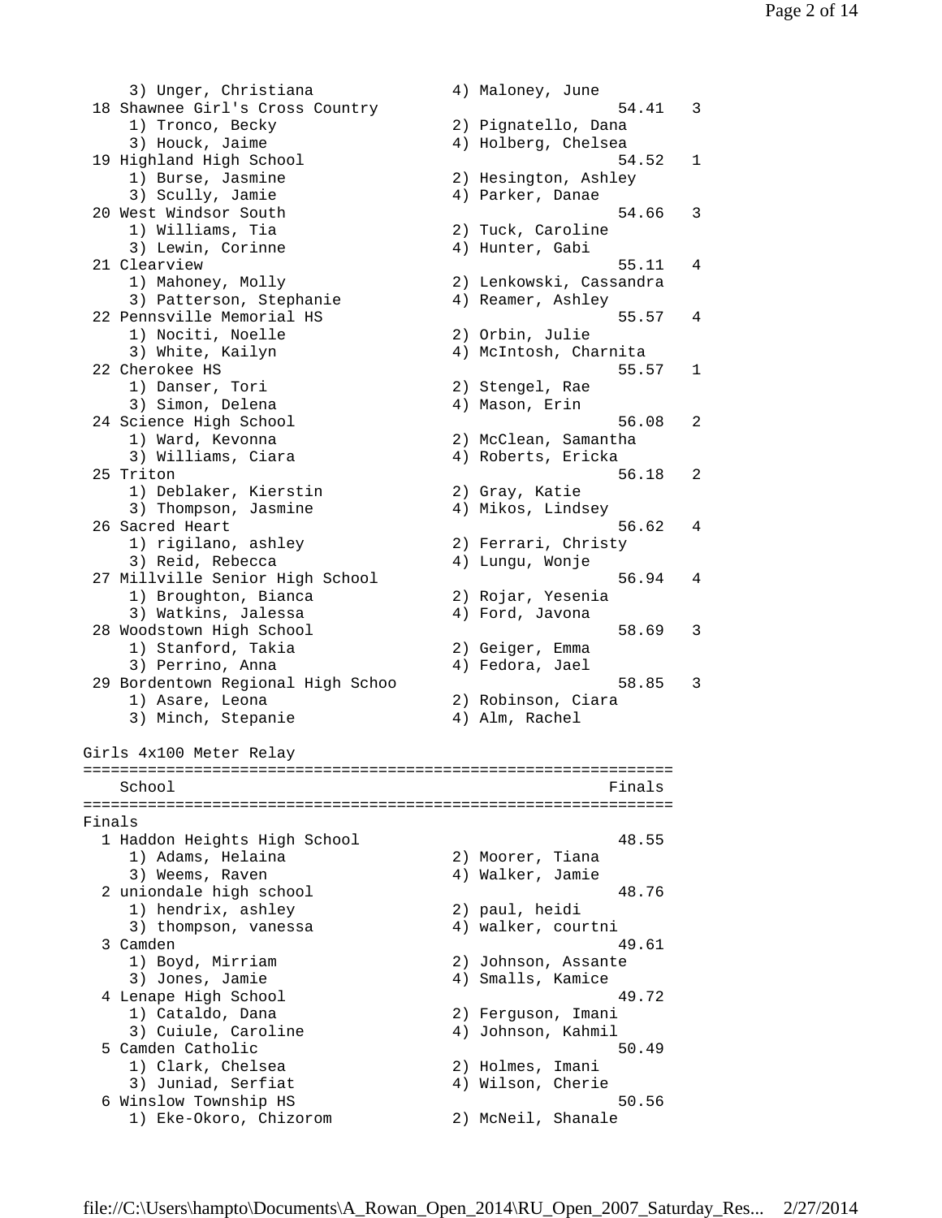```
    3) Unger, Christiana              4) Maloney, June
 18 Shawnee Girl's Cross Country                        54.41   3
    1) Tronco, Becky                  2) Pignatello, Dana
    3) Houck, Jaime                   4) Holberg, Chelsea
 19 Highland High School                                54.52   1
    1) Burse, Jasmine                 2) Hesington, Ashley
    3) Scully, Jamie                  4) Parker, Danae
 20 West Windsor South                                  54.66   3
    1) Williams, Tia                  2) Tuck, Caroline
    3) Lewin, Corinne                 4) Hunter, Gabi
 21 Clearview                                           55.11   4
    1) Mahoney, Molly                 2) Lenkowski, Cassandra
    3) Patterson, Stephanie           4) Reamer, Ashley
 22 Pennsville Memorial HS                              55.57   4
    1) Nociti, Noelle                 2) Orbin, Julie
    3) White, Kailyn                  4) McIntosh, Charnita
 22 Cherokee HS                                         55.57   1
    1) Danser, Tori                   2) Stengel, Rae
    3) Simon, Delena                  4) Mason, Erin
 24 Science High School                                 56.08   2
    1) Ward, Kevonna                  2) McClean, Samantha
    3) Williams, Ciara                4) Roberts, Ericka
 25 Triton                                              56.18   2
    1) Deblaker, Kierstin             2) Gray, Katie
    3) Thompson, Jasmine              4) Mikos, Lindsey
 26 Sacred Heart                                        56.62   4
    1) rigilano, ashley               2) Ferrari, Christy
    3) Reid, Rebecca                  4) Lungu, Wonje
 27 Millville Senior High School                        56.94   4
    1) Broughton, Bianca              2) Rojar, Yesenia
    3) Watkins, Jalessa               4) Ford, Javona
 28 Woodstown High School                               58.69   3
    1) Stanford, Takia                2) Geiger, Emma
    3) Perrino, Anna                  4) Fedora, Jael
 29 Bordentown Regional High Schoo                      58.85   3
    1) Asare, Leona                   2) Robinson, Ciara
    3) Minch, Stepanie                4) Alm, Rachel

Girls 4x100 Meter Relay
================================================================
    School                                             Finals
================================================================
Finals
  1 Haddon Heights High School                          48.55
    1) Adams, Helaina                 2) Moorer, Tiana
    3) Weems, Raven                   4) Walker, Jamie
  2 uniondale high school                               48.76
    1) hendrix, ashley                2) paul, heidi
    3) thompson, vanessa              4) walker, courtni
  3 Camden                                              49.61
    1) Boyd, Mirriam                  2) Johnson, Assante
    3) Jones, Jamie                   4) Smalls, Kamice
  4 Lenape High School                                  49.72
    1) Cataldo, Dana                  2) Ferguson, Imani
    3) Cuiule, Caroline               4) Johnson, Kahmil
  5 Camden Catholic                                     50.49
    1) Clark, Chelsea                 2) Holmes, Imani
    3) Juniad, Serfiat                4) Wilson, Cherie
  6 Winslow Township HS                                 50.56
    1) Eke-Okoro, Chizorom            2) McNeil, Shanale
```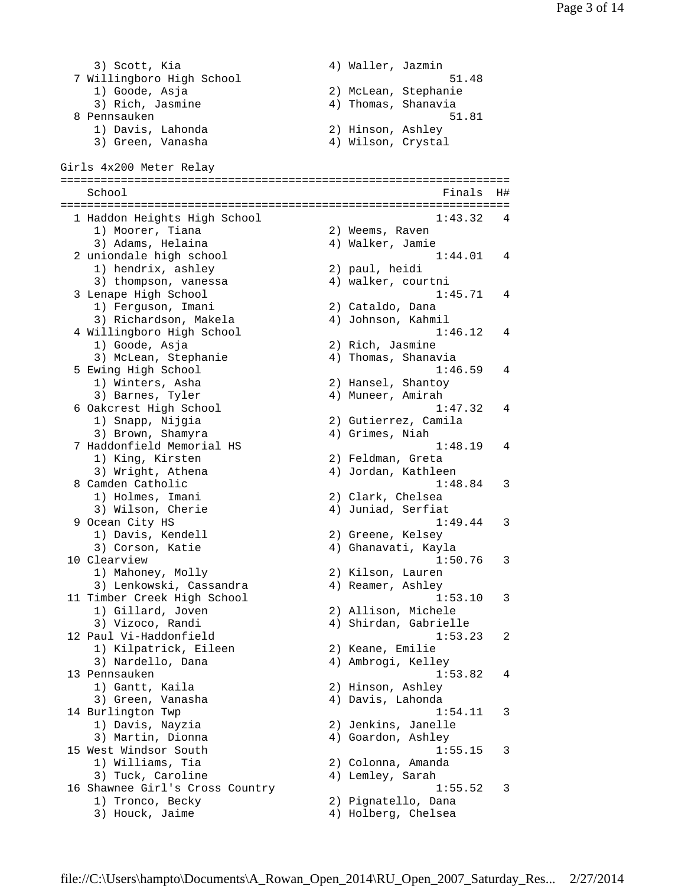| | School | | Finals |
|---|---|---|---|
| | 3) Scott, Kia | 4) Waller, Jazmin | |
| 7 | Willingboro High School | | 51.48 |
| | 1) Goode, Asja | 2) McLean, Stephanie | |
| | 3) Rich, Jasmine | 4) Thomas, Shanavia | |
| 8 | Pennsauken | | 51.81 |
| | 1) Davis, Lahonda | 2) Hinson, Ashley | |
| | 3) Green, Vanasha | 4) Wilson, Crystal | |

## Girls 4x200 Meter Relay

| | School | | Finals | H# |
|---|---|---|---|---|
| 1 | Haddon Heights High School | | 1:43.32 | 4 |
| | 1) Moorer, Tiana | 2) Weems, Raven | | |
| | 3) Adams, Helaina | 4) Walker, Jamie | | |
| 2 | uniondale high school | | 1:44.01 | 4 |
| | 1) hendrix, ashley | 2) paul, heidi | | |
| | 3) thompson, vanessa | 4) walker, courtni | | |
| 3 | Lenape High School | | 1:45.71 | 4 |
| | 1) Ferguson, Imani | 2) Cataldo, Dana | | |
| | 3) Richardson, Makela | 4) Johnson, Kahmil | | |
| 4 | Willingboro High School | | 1:46.12 | 4 |
| | 1) Goode, Asja | 2) Rich, Jasmine | | |
| | 3) McLean, Stephanie | 4) Thomas, Shanavia | | |
| 5 | Ewing High School | | 1:46.59 | 4 |
| | 1) Winters, Asha | 2) Hansel, Shantoy | | |
| | 3) Barnes, Tyler | 4) Muneer, Amirah | | |
| 6 | Oakcrest High School | | 1:47.32 | 4 |
| | 1) Snapp, Nijgia | 2) Gutierrez, Camila | | |
| | 3) Brown, Shamyra | 4) Grimes, Niah | | |
| 7 | Haddonfield Memorial HS | | 1:48.19 | 4 |
| | 1) King, Kirsten | 2) Feldman, Greta | | |
| | 3) Wright, Athena | 4) Jordan, Kathleen | | |
| 8 | Camden Catholic | | 1:48.84 | 3 |
| | 1) Holmes, Imani | 2) Clark, Chelsea | | |
| | 3) Wilson, Cherie | 4) Juniad, Serfiat | | |
| 9 | Ocean City HS | | 1:49.44 | 3 |
| | 1) Davis, Kendell | 2) Greene, Kelsey | | |
| | 3) Corson, Katie | 4) Ghanavati, Kayla | | |
| 10 | Clearview | | 1:50.76 | 3 |
| | 1) Mahoney, Molly | 2) Kilson, Lauren | | |
| | 3) Lenkowski, Cassandra | 4) Reamer, Ashley | | |
| 11 | Timber Creek High School | | 1:53.10 | 3 |
| | 1) Gillard, Joven | 2) Allison, Michele | | |
| | 3) Vizoco, Randi | 4) Shirdan, Gabrielle | | |
| 12 | Paul Vi-Haddonfield | | 1:53.23 | 2 |
| | 1) Kilpatrick, Eileen | 2) Keane, Emilie | | |
| | 3) Nardello, Dana | 4) Ambrogi, Kelley | | |
| 13 | Pennsauken | | 1:53.82 | 4 |
| | 1) Gantt, Kaila | 2) Hinson, Ashley | | |
| | 3) Green, Vanasha | 4) Davis, Lahonda | | |
| 14 | Burlington Twp | | 1:54.11 | 3 |
| | 1) Davis, Nayzia | 2) Jenkins, Janelle | | |
| | 3) Martin, Dionna | 4) Goardon, Ashley | | |
| 15 | West Windsor South | | 1:55.15 | 3 |
| | 1) Williams, Tia | 2) Colonna, Amanda | | |
| | 3) Tuck, Caroline | 4) Lemley, Sarah | | |
| 16 | Shawnee Girl's Cross Country | | 1:55.52 | 3 |
| | 1) Tronco, Becky | 2) Pignatello, Dana | | |
| | 3) Houck, Jaime | 4) Holberg, Chelsea | | |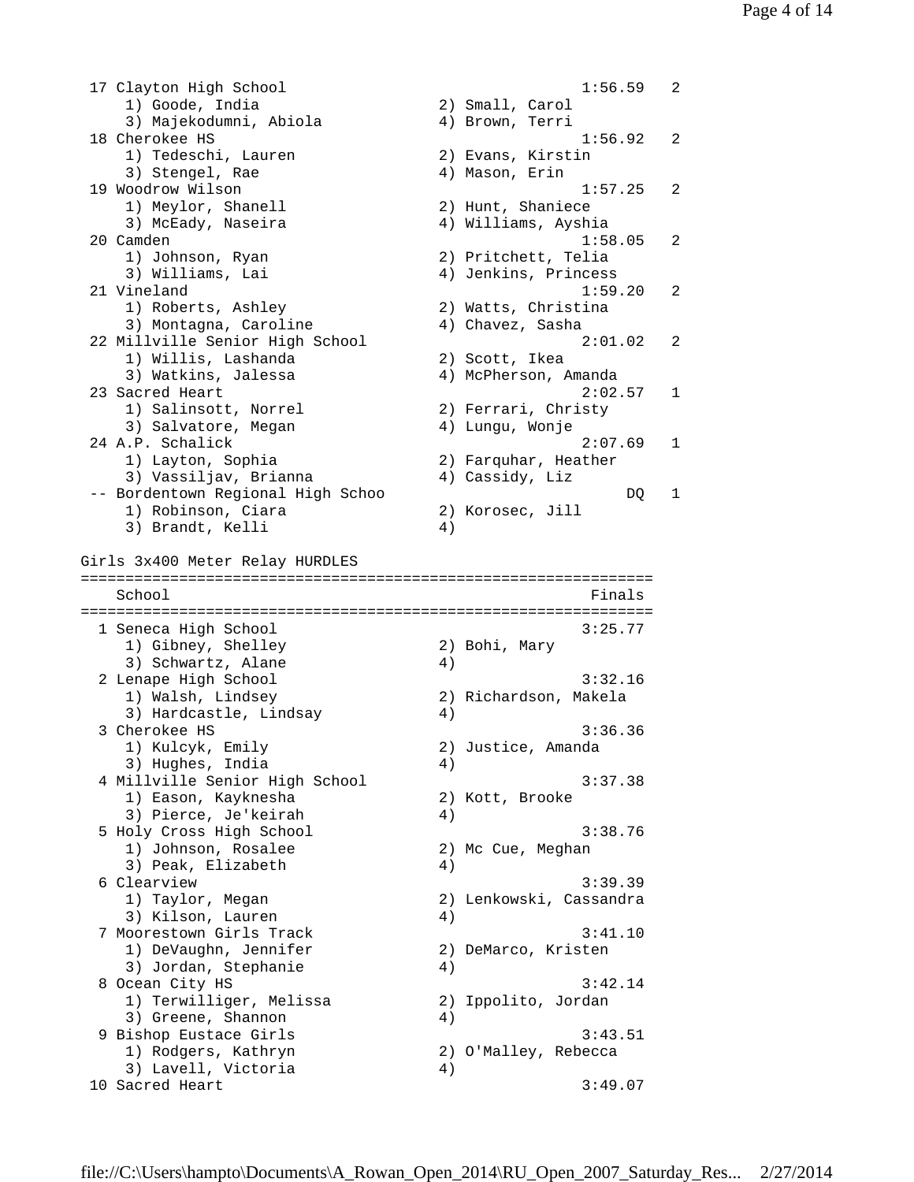```
 17 Clayton High School                                1:56.59   2
     1) Goode, India                   2) Small, Carol
     3) Majekodumni, Abiola            4) Brown, Terri
 18 Cherokee HS                                        1:56.92   2
     1) Tedeschi, Lauren               2) Evans, Kirstin
     3) Stengel, Rae                   4) Mason, Erin
 19 Woodrow Wilson                                     1:57.25   2
     1) Meylor, Shanell                2) Hunt, Shaniece
     3) McEady, Naseira                4) Williams, Ayshia
 20 Camden                                             1:58.05   2
     1) Johnson, Ryan                  2) Pritchett, Telia
     3) Williams, Lai                  4) Jenkins, Princess
 21 Vineland                                           1:59.20   2
     1) Roberts, Ashley                2) Watts, Christina
     3) Montagna, Caroline             4) Chavez, Sasha
 22 Millville Senior High School                       2:01.02   2
     1) Willis, Lashanda               2) Scott, Ikea
     3) Watkins, Jalessa               4) McPherson, Amanda
 23 Sacred Heart                                       2:02.57   1
     1) Salinsott, Norrel              2) Ferrari, Christy
     3) Salvatore, Megan               4) Lungu, Wonje
 24 A.P. Schalick                                      2:07.69   1
     1) Layton, Sophia                 2) Farquhar, Heather
     3) Vassiljav, Brianna             4) Cassidy, Liz
 -- Bordentown Regional High Schoo                          DQ   1
     1) Robinson, Ciara                2) Korosec, Jill
     3) Brandt, Kelli                  4)

Girls 3x400 Meter Relay HURDLES
================================================================
    School                                               Finals
================================================================
  1 Seneca High School                                 3:25.77
     1) Gibney, Shelley                2) Bohi, Mary
     3) Schwartz, Alane                4)
  2 Lenape High School                                 3:32.16
     1) Walsh, Lindsey                 2) Richardson, Makela
     3) Hardcastle, Lindsay            4)
  3 Cherokee HS                                        3:36.36
     1) Kulcyk, Emily                  2) Justice, Amanda
     3) Hughes, India                  4)
  4 Millville Senior High School                       3:37.38
     1) Eason, Kayknesha               2) Kott, Brooke
     3) Pierce, Je'keirah              4)
  5 Holy Cross High School                             3:38.76
     1) Johnson, Rosalee               2) Mc Cue, Meghan
     3) Peak, Elizabeth                4)
  6 Clearview                                          3:39.39
     1) Taylor, Megan                  2) Lenkowski, Cassandra
     3) Kilson, Lauren                 4)
  7 Moorestown Girls Track                             3:41.10
     1) DeVaughn, Jennifer             2) DeMarco, Kristen
     3) Jordan, Stephanie              4)
  8 Ocean City HS                                      3:42.14
     1) Terwilliger, Melissa           2) Ippolito, Jordan
     3) Greene, Shannon                4)
  9 Bishop Eustace Girls                               3:43.51
     1) Rodgers, Kathryn               2) O'Malley, Rebecca
     3) Lavell, Victoria               4)
 10 Sacred Heart                                       3:49.07
```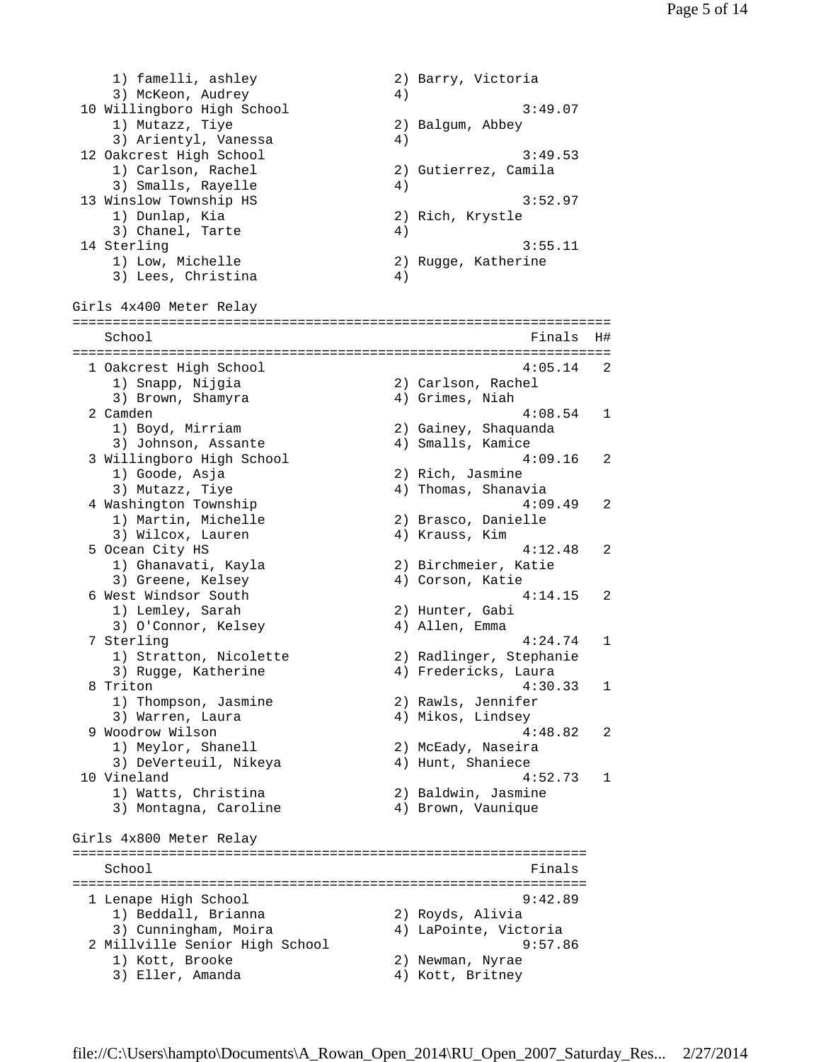```
    1) famelli, ashley               2) Barry, Victoria
    3) McKeon, Audrey                4)
 10 Willingboro High School                       3:49.07
    1) Mutazz, Tiye                  2) Balgum, Abbey
    3) Arientyl, Vanessa             4)
 12 Oakcrest High School                          3:49.53
    1) Carlson, Rachel               2) Gutierrez, Camila
    3) Smalls, Rayelle               4)
 13 Winslow Township HS                           3:52.97
    1) Dunlap, Kia                   2) Rich, Krystle
    3) Chanel, Tarte                 4)
 14 Sterling                                      3:55.11
    1) Low, Michelle                 2) Rugge, Katherine
    3) Lees, Christina               4)
```

## Girls 4x400 Meter Relay

```
===================================================================
    School                                            Finals  H#
===================================================================
  1 Oakcrest High School                             4:05.14   2
     1) Snapp, Nijgia                 2) Carlson, Rachel
     3) Brown, Shamyra                4) Grimes, Niah
  2 Camden                                           4:08.54   1
     1) Boyd, Mirriam                 2) Gainey, Shaquanda
     3) Johnson, Assante              4) Smalls, Kamice
  3 Willingboro High School                          4:09.16   2
     1) Goode, Asja                   2) Rich, Jasmine
     3) Mutazz, Tiye                  4) Thomas, Shanavia
  4 Washington Township                              4:09.49   2
     1) Martin, Michelle              2) Brasco, Danielle
     3) Wilcox, Lauren                4) Krauss, Kim
  5 Ocean City HS                                    4:12.48   2
     1) Ghanavati, Kayla              2) Birchmeier, Katie
     3) Greene, Kelsey                4) Corson, Katie
  6 West Windsor South                               4:14.15   2
     1) Lemley, Sarah                 2) Hunter, Gabi
     3) O'Connor, Kelsey              4) Allen, Emma
  7 Sterling                                         4:24.74   1
     1) Stratton, Nicolette           2) Radlinger, Stephanie
     3) Rugge, Katherine              4) Fredericks, Laura
  8 Triton                                           4:30.33   1
     1) Thompson, Jasmine             2) Rawls, Jennifer
     3) Warren, Laura                 4) Mikos, Lindsey
  9 Woodrow Wilson                                   4:48.82   2
     1) Meylor, Shanell               2) McEady, Naseira
     3) DeVerteuil, Nikeya            4) Hunt, Shaniece
 10 Vineland                                         4:52.73   1
     1) Watts, Christina              2) Baldwin, Jasmine
     3) Montagna, Caroline            4) Brown, Vaunique
```

## Girls 4x800 Meter Relay

```
================================================================
    School                                            Finals
================================================================
  1 Lenape High School                               9:42.89
     1) Beddall, Brianna              2) Royds, Alivia
     3) Cunningham, Moira             4) LaPointe, Victoria
  2 Millville Senior High School                     9:57.86
     1) Kott, Brooke                  2) Newman, Nyrae
     3) Eller, Amanda                 4) Kott, Britney
```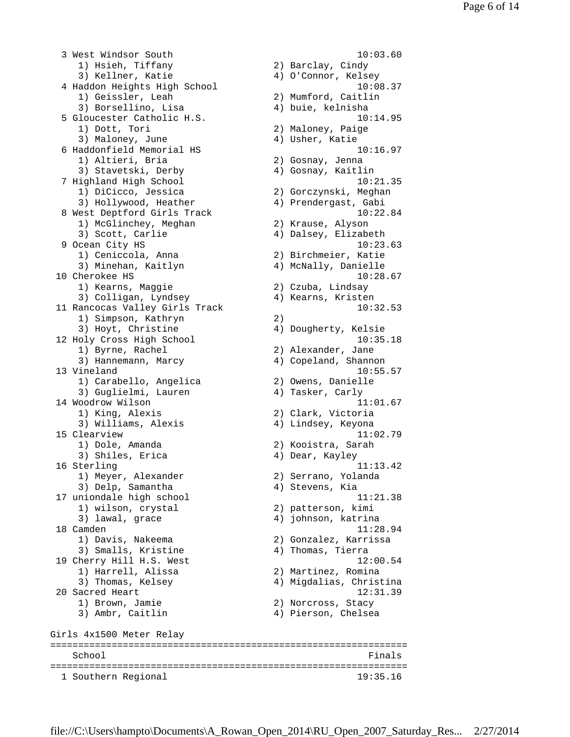```
  3 West Windsor South                                    10:03.60
     1) Hsieh, Tiffany               2) Barclay, Cindy
     3) Kellner, Katie               4) O'Connor, Kelsey
  4 Haddon Heights High School                            10:08.37
     1) Geissler, Leah               2) Mumford, Caitlin
     3) Borsellino, Lisa             4) buie, kelnisha
  5 Gloucester Catholic H.S.                              10:14.95
     1) Dott, Tori                   2) Maloney, Paige
     3) Maloney, June                4) Usher, Katie
  6 Haddonfield Memorial HS                               10:16.97
     1) Altieri, Bria                2) Gosnay, Jenna
     3) Stavetski, Derby             4) Gosnay, Kaitlin
  7 Highland High School                                  10:21.35
     1) DiCicco, Jessica             2) Gorczynski, Meghan
     3) Hollywood, Heather           4) Prendergast, Gabi
  8 West Deptford Girls Track                             10:22.84
     1) McGlinchey, Meghan           2) Krause, Alyson
     3) Scott, Carlie                4) Dalsey, Elizabeth
  9 Ocean City HS                                         10:23.63
     1) Ceniccola, Anna              2) Birchmeier, Katie
     3) Minehan, Kaitlyn             4) McNally, Danielle
 10 Cherokee HS                                           10:28.67
     1) Kearns, Maggie               2) Czuba, Lindsay
     3) Colligan, Lyndsey            4) Kearns, Kristen
 11 Rancocas Valley Girls Track                           10:32.53
     1) Simpson, Kathryn             2)
     3) Hoyt, Christine              4) Dougherty, Kelsie
 12 Holy Cross High School                                10:35.18
     1) Byrne, Rachel                2) Alexander, Jane
     3) Hannemann, Marcy             4) Copeland, Shannon
 13 Vineland                                              10:55.57
     1) Carabello, Angelica          2) Owens, Danielle
     3) Guglielmi, Lauren            4) Tasker, Carly
 14 Woodrow Wilson                                        11:01.67
     1) King, Alexis                 2) Clark, Victoria
     3) Williams, Alexis             4) Lindsey, Keyona
 15 Clearview                                             11:02.79
     1) Dole, Amanda                 2) Kooistra, Sarah
     3) Shiles, Erica                4) Dear, Kayley
 16 Sterling                                              11:13.42
     1) Meyer, Alexander             2) Serrano, Yolanda
     3) Delp, Samantha               4) Stevens, Kia
 17 uniondale high school                                 11:21.38
     1) wilson, crystal              2) patterson, kimi
     3) lawal, grace                 4) johnson, katrina
 18 Camden                                                11:28.94
     1) Davis, Nakeema               2) Gonzalez, Karrissa
     3) Smalls, Kristine             4) Thomas, Tierra
 19 Cherry Hill H.S. West                                 12:00.54
     1) Harrell, Alissa              2) Martinez, Romina
     3) Thomas, Kelsey               4) Migdalias, Christina
 20 Sacred Heart                                          12:31.39
     1) Brown, Jamie                 2) Norcross, Stacy
     3) Ambr, Caitlin                4) Pierson, Chelsea

Girls 4x1500 Meter Relay
================================================================
    School                                                Finals
================================================================
  1 Southern Regional                                     19:35.16
```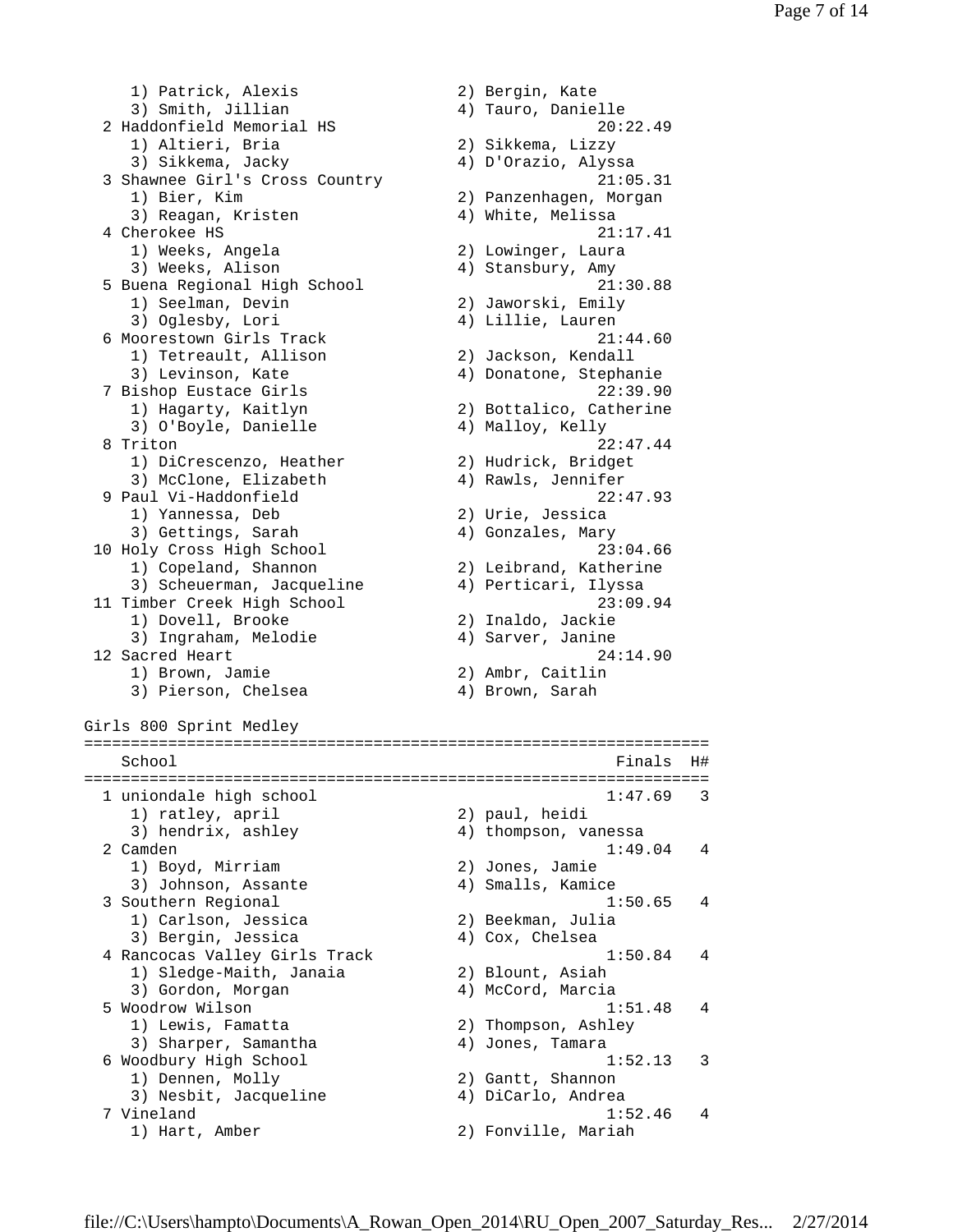```
    1) Patrick, Alexis               2) Bergin, Kate
    3) Smith, Jillian                4) Tauro, Danielle
  2 Haddonfield Memorial HS                          20:22.49
    1) Altieri, Bria                 2) Sikkema, Lizzy
    3) Sikkema, Jacky                4) D'Orazio, Alyssa
  3 Shawnee Girl's Cross Country                     21:05.31
    1) Bier, Kim                     2) Panzenhagen, Morgan
    3) Reagan, Kristen               4) White, Melissa
  4 Cherokee HS                                      21:17.41
    1) Weeks, Angela                 2) Lowinger, Laura
    3) Weeks, Alison                 4) Stansbury, Amy
  5 Buena Regional High School                       21:30.88
    1) Seelman, Devin                2) Jaworski, Emily
    3) Oglesby, Lori                 4) Lillie, Lauren
  6 Moorestown Girls Track                           21:44.60
    1) Tetreault, Allison            2) Jackson, Kendall
    3) Levinson, Kate                4) Donatone, Stephanie
  7 Bishop Eustace Girls                             22:39.90
    1) Hagarty, Kaitlyn              2) Bottalico, Catherine
    3) O'Boyle, Danielle             4) Malloy, Kelly
  8 Triton                                           22:47.44
    1) DiCrescenzo, Heather          2) Hudrick, Bridget
    3) McClone, Elizabeth            4) Rawls, Jennifer
  9 Paul Vi-Haddonfield                              22:47.93
    1) Yannessa, Deb                 2) Urie, Jessica
    3) Gettings, Sarah               4) Gonzales, Mary
 10 Holy Cross High School                           23:04.66
    1) Copeland, Shannon             2) Leibrand, Katherine
    3) Scheuerman, Jacqueline        4) Perticari, Ilyssa
 11 Timber Creek High School                         23:09.94
    1) Dovell, Brooke                2) Inaldo, Jackie
    3) Ingraham, Melodie             4) Sarver, Janine
 12 Sacred Heart                                     24:14.90
    1) Brown, Jamie                  2) Ambr, Caitlin
    3) Pierson, Chelsea              4) Brown, Sarah

Girls 800 Sprint Medley
===================================================================
    School                                            Finals  H#
===================================================================
  1 uniondale high school                            1:47.69   3
    1) ratley, april                 2) paul, heidi
    3) hendrix, ashley               4) thompson, vanessa
  2 Camden                                           1:49.04   4
    1) Boyd, Mirriam                 2) Jones, Jamie
    3) Johnson, Assante              4) Smalls, Kamice
  3 Southern Regional                                1:50.65   4
    1) Carlson, Jessica              2) Beekman, Julia
    3) Bergin, Jessica               4) Cox, Chelsea
  4 Rancocas Valley Girls Track                      1:50.84   4
    1) Sledge-Maith, Janaia          2) Blount, Asiah
    3) Gordon, Morgan                4) McCord, Marcia
  5 Woodrow Wilson                                   1:51.48   4
    1) Lewis, Famatta                2) Thompson, Ashley
    3) Sharper, Samantha             4) Jones, Tamara
  6 Woodbury High School                             1:52.13   3
    1) Dennen, Molly                 2) Gantt, Shannon
    3) Nesbit, Jacqueline            4) DiCarlo, Andrea
  7 Vineland                                         1:52.46   4
    1) Hart, Amber                   2) Fonville, Mariah
```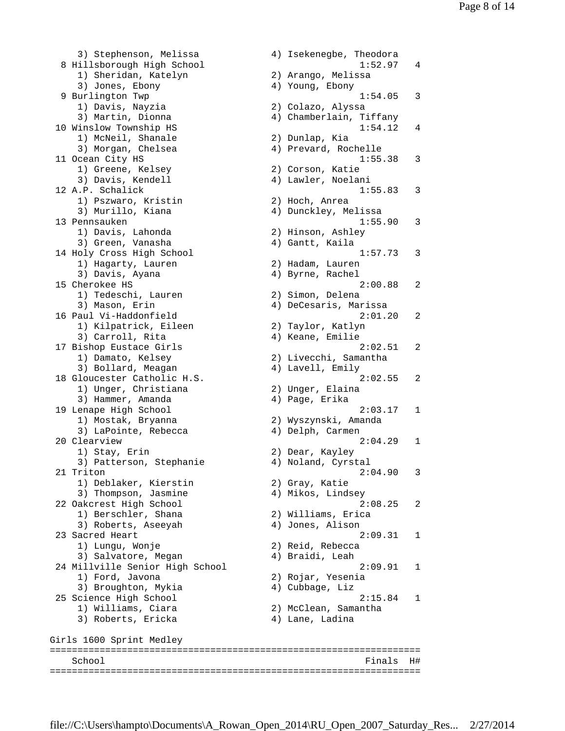```
     3) Stephenson, Melissa            4) Isekenegbe, Theodora
  8 Hillsborough High School                         1:52.97   4
     1) Sheridan, Katelyn              2) Arango, Melissa
     3) Jones, Ebony                   4) Young, Ebony
  9 Burlington Twp                                   1:54.05   3
     1) Davis, Nayzia                  2) Colazo, Alyssa
     3) Martin, Dionna                 4) Chamberlain, Tiffany
 10 Winslow Township HS                              1:54.12   4
     1) McNeil, Shanale                2) Dunlap, Kia
     3) Morgan, Chelsea                4) Prevard, Rochelle
 11 Ocean City HS                                    1:55.38   3
     1) Greene, Kelsey                 2) Corson, Katie
     3) Davis, Kendell                 4) Lawler, Noelani
 12 A.P. Schalick                                    1:55.83   3
     1) Pszwaro, Kristin               2) Hoch, Anrea
     3) Murillo, Kiana                 4) Dunckley, Melissa
 13 Pennsauken                                       1:55.90   3
     1) Davis, Lahonda                 2) Hinson, Ashley
     3) Green, Vanasha                 4) Gantt, Kaila
 14 Holy Cross High School                           1:57.73   3
     1) Hagarty, Lauren                2) Hadam, Lauren
     3) Davis, Ayana                   4) Byrne, Rachel
 15 Cherokee HS                                      2:00.88   2
     1) Tedeschi, Lauren               2) Simon, Delena
     3) Mason, Erin                    4) DeCesaris, Marissa
 16 Paul Vi-Haddonfield                              2:01.20   2
     1) Kilpatrick, Eileen             2) Taylor, Katlyn
     3) Carroll, Rita                  4) Keane, Emilie
 17 Bishop Eustace Girls                             2:02.51   2
     1) Damato, Kelsey                 2) Livecchi, Samantha
     3) Bollard, Meagan                4) Lavell, Emily
 18 Gloucester Catholic H.S.                         2:02.55   2
     1) Unger, Christiana              2) Unger, Elaina
     3) Hammer, Amanda                 4) Page, Erika
 19 Lenape High School                               2:03.17   1
     1) Mostak, Bryanna                2) Wyszynski, Amanda
     3) LaPointe, Rebecca              4) Delph, Carmen
 20 Clearview                                        2:04.29   1
     1) Stay, Erin                     2) Dear, Kayley
     3) Patterson, Stephanie           4) Noland, Cyrstal
 21 Triton                                           2:04.90   3
     1) Deblaker, Kierstin             2) Gray, Katie
     3) Thompson, Jasmine              4) Mikos, Lindsey
 22 Oakcrest High School                             2:08.25   2
     1) Berschler, Shana               2) Williams, Erica
     3) Roberts, Aseeyah               4) Jones, Alison
 23 Sacred Heart                                     2:09.31   1
     1) Lungu, Wonje                   2) Reid, Rebecca
     3) Salvatore, Megan               4) Braidi, Leah
 24 Millville Senior High School                     2:09.91   1
     1) Ford, Javona                   2) Rojar, Yesenia
     3) Broughton, Mykia               4) Cubbage, Liz
 25 Science High School                              2:15.84   1
     1) Williams, Ciara                2) McClean, Samantha
     3) Roberts, Ericka                4) Lane, Ladina

Girls 1600 Sprint Medley
===================================================================
    School                                            Finals  H#
===================================================================
```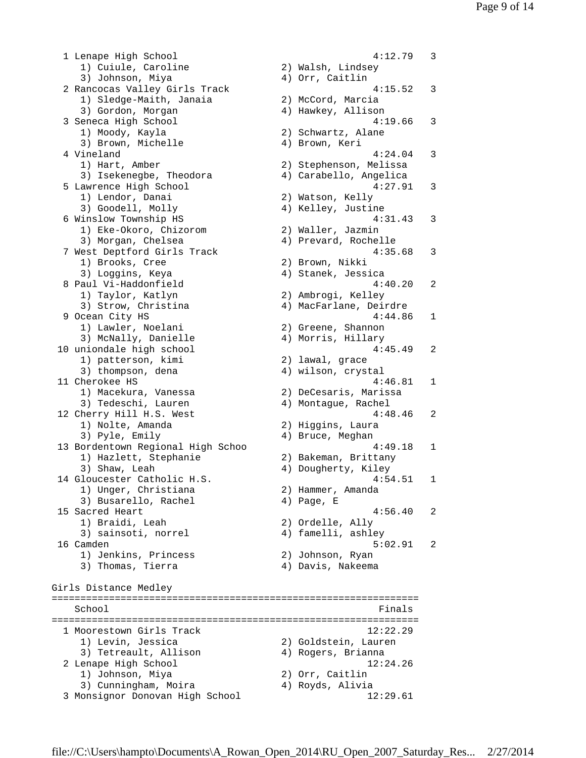```
  1 Lenape High School                                  4:12.79   3
     1) Cuiule, Caroline               2) Walsh, Lindsey
     3) Johnson, Miya                  4) Orr, Caitlin
  2 Rancocas Valley Girls Track                         4:15.52   3
     1) Sledge-Maith, Janaia           2) McCord, Marcia
     3) Gordon, Morgan                 4) Hawkey, Allison
  3 Seneca High School                                  4:19.66   3
     1) Moody, Kayla                   2) Schwartz, Alane
     3) Brown, Michelle                4) Brown, Keri
  4 Vineland                                            4:24.04   3
     1) Hart, Amber                    2) Stephenson, Melissa
     3) Isekenegbe, Theodora           4) Carabello, Angelica
  5 Lawrence High School                                4:27.91   3
     1) Lendor, Danai                  2) Watson, Kelly
     3) Goodell, Molly                 4) Kelley, Justine
  6 Winslow Township HS                                 4:31.43   3
     1) Eke-Okoro, Chizorom            2) Waller, Jazmin
     3) Morgan, Chelsea                4) Prevard, Rochelle
  7 West Deptford Girls Track                           4:35.68   3
     1) Brooks, Cree                   2) Brown, Nikki
     3) Loggins, Keya                  4) Stanek, Jessica
  8 Paul Vi-Haddonfield                                 4:40.20   2
     1) Taylor, Katlyn                 2) Ambrogi, Kelley
     3) Strow, Christina               4) MacFarlane, Deirdre
  9 Ocean City HS                                       4:44.86   1
     1) Lawler, Noelani                2) Greene, Shannon
     3) McNally, Danielle              4) Morris, Hillary
 10 uniondale high school                               4:45.49   2
     1) patterson, kimi                2) lawal, grace
     3) thompson, dena                 4) wilson, crystal
 11 Cherokee HS                                         4:46.81   1
     1) Macekura, Vanessa              2) DeCesaris, Marissa
     3) Tedeschi, Lauren               4) Montague, Rachel
 12 Cherry Hill H.S. West                               4:48.46   2
     1) Nolte, Amanda                  2) Higgins, Laura
     3) Pyle, Emily                    4) Bruce, Meghan
 13 Bordentown Regional High Schoo                      4:49.18   1
     1) Hazlett, Stephanie             2) Bakeman, Brittany
     3) Shaw, Leah                     4) Dougherty, Kiley
 14 Gloucester Catholic H.S.                            4:54.51   1
     1) Unger, Christiana              2) Hammer, Amanda
     3) Busarello, Rachel              4) Page, E
 15 Sacred Heart                                        4:56.40   2
     1) Braidi, Leah                   2) Ordelle, Ally
     3) sainsoti, norrel               4) famelli, ashley
 16 Camden                                              5:02.91   2
     1) Jenkins, Princess              2) Johnson, Ryan
     3) Thomas, Tierra                 4) Davis, Nakeema

Girls Distance Medley
================================================================
    School                                               Finals
================================================================
  1 Moorestown Girls Track                             12:22.29
     1) Levin, Jessica                 2) Goldstein, Lauren
     3) Tetreault, Allison             4) Rogers, Brianna
  2 Lenape High School                                 12:24.26
     1) Johnson, Miya                  2) Orr, Caitlin
     3) Cunningham, Moira              4) Royds, Alivia
  3 Monsignor Donovan High School                      12:29.61
```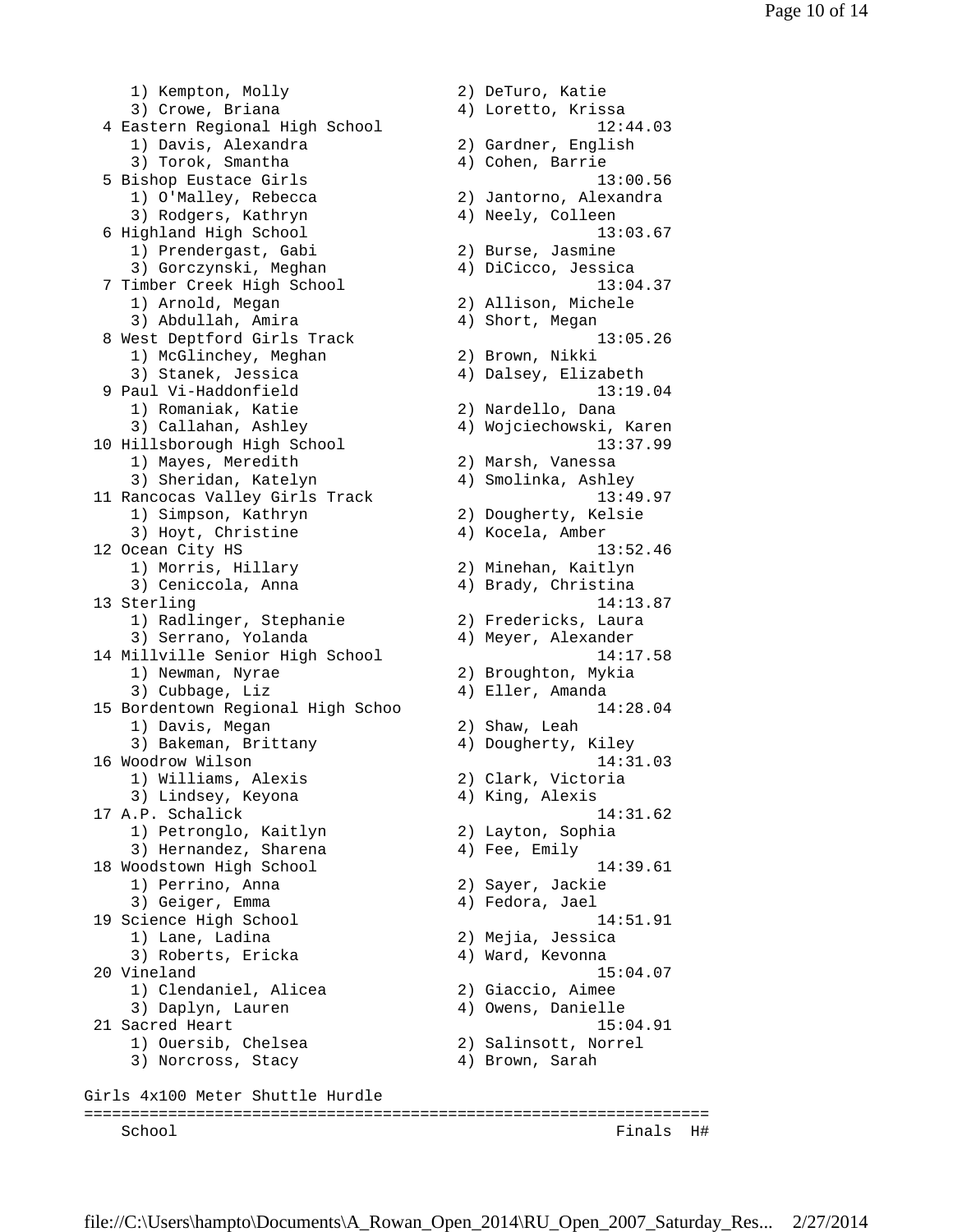```
    1) Kempton, Molly                 2) DeTuro, Katie
    3) Crowe, Briana                  4) Loretto, Krissa
  4 Eastern Regional High School                         12:44.03
    1) Davis, Alexandra               2) Gardner, English
    3) Torok, Smantha                 4) Cohen, Barrie
  5 Bishop Eustace Girls                                 13:00.56
    1) O'Malley, Rebecca              2) Jantorno, Alexandra
    3) Rodgers, Kathryn               4) Neely, Colleen
  6 Highland High School                                 13:03.67
    1) Prendergast, Gabi              2) Burse, Jasmine
    3) Gorczynski, Meghan             4) DiCicco, Jessica
  7 Timber Creek High School                             13:04.37
    1) Arnold, Megan                  2) Allison, Michele
    3) Abdullah, Amira                4) Short, Megan
  8 West Deptford Girls Track                            13:05.26
    1) McGlinchey, Meghan             2) Brown, Nikki
    3) Stanek, Jessica                4) Dalsey, Elizabeth
  9 Paul Vi-Haddonfield                                  13:19.04
    1) Romaniak, Katie                2) Nardello, Dana
    3) Callahan, Ashley               4) Wojciechowski, Karen
 10 Hillsborough High School                             13:37.99
    1) Mayes, Meredith                2) Marsh, Vanessa
    3) Sheridan, Katelyn              4) Smolinka, Ashley
 11 Rancocas Valley Girls Track                          13:49.97
    1) Simpson, Kathryn               2) Dougherty, Kelsie
    3) Hoyt, Christine                4) Kocela, Amber
 12 Ocean City HS                                        13:52.46
    1) Morris, Hillary                2) Minehan, Kaitlyn
    3) Ceniccola, Anna                4) Brady, Christina
 13 Sterling                                             14:13.87
    1) Radlinger, Stephanie           2) Fredericks, Laura
    3) Serrano, Yolanda               4) Meyer, Alexander
 14 Millville Senior High School                         14:17.58
    1) Newman, Nyrae                  2) Broughton, Mykia
    3) Cubbage, Liz                   4) Eller, Amanda
 15 Bordentown Regional High Schoo                       14:28.04
    1) Davis, Megan                   2) Shaw, Leah
    3) Bakeman, Brittany              4) Dougherty, Kiley
 16 Woodrow Wilson                                       14:31.03
    1) Williams, Alexis               2) Clark, Victoria
    3) Lindsey, Keyona                4) King, Alexis
 17 A.P. Schalick                                        14:31.62
    1) Petronglo, Kaitlyn             2) Layton, Sophia
    3) Hernandez, Sharena             4) Fee, Emily
 18 Woodstown High School                                14:39.61
    1) Perrino, Anna                  2) Sayer, Jackie
    3) Geiger, Emma                   4) Fedora, Jael
 19 Science High School                                  14:51.91
    1) Lane, Ladina                   2) Mejia, Jessica
    3) Roberts, Ericka                4) Ward, Kevonna
 20 Vineland                                             15:04.07
    1) Clendaniel, Alicea             2) Giaccio, Aimee
    3) Daplyn, Lauren                 4) Owens, Danielle
 21 Sacred Heart                                         15:04.91
    1) Ouersib, Chelsea               2) Salinsott, Norrel
    3) Norcross, Stacy                4) Brown, Sarah

Girls 4x100 Meter Shuttle Hurdle
=================================================================
    School                                               Finals  H#
```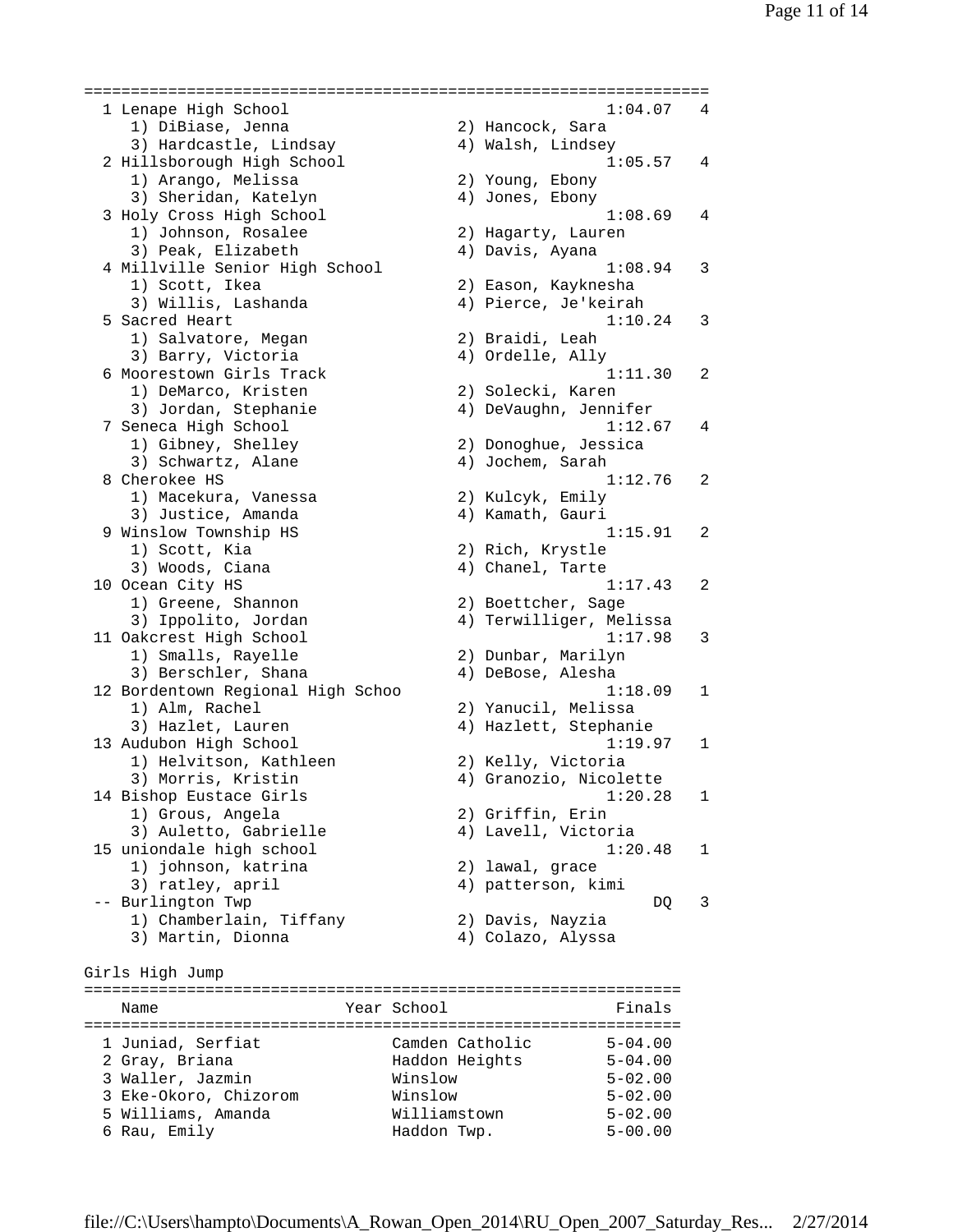| Place | School | Finals | Heat |
|---|---|---|---|
| 1 | Lenape High School | 1:04.07 | 4 |
| | 1) DiBiase, Jenna; 2) Hancock, Sara; 3) Hardcastle, Lindsay; 4) Walsh, Lindsey | | |
| 2 | Hillsborough High School | 1:05.57 | 4 |
| | 1) Arango, Melissa; 2) Young, Ebony; 3) Sheridan, Katelyn; 4) Jones, Ebony | | |
| 3 | Holy Cross High School | 1:08.69 | 4 |
| | 1) Johnson, Rosalee; 2) Hagarty, Lauren; 3) Peak, Elizabeth; 4) Davis, Ayana | | |
| 4 | Millville Senior High School | 1:08.94 | 3 |
| | 1) Scott, Ikea; 2) Eason, Kayknesha; 3) Willis, Lashanda; 4) Pierce, Je'keirah | | |
| 5 | Sacred Heart | 1:10.24 | 3 |
| | 1) Salvatore, Megan; 2) Braidi, Leah; 3) Barry, Victoria; 4) Ordelle, Ally | | |
| 6 | Moorestown Girls Track | 1:11.30 | 2 |
| | 1) DeMarco, Kristen; 2) Solecki, Karen; 3) Jordan, Stephanie; 4) DeVaughn, Jennifer | | |
| 7 | Seneca High School | 1:12.67 | 4 |
| | 1) Gibney, Shelley; 2) Donoghue, Jessica; 3) Schwartz, Alane; 4) Jochem, Sarah | | |
| 8 | Cherokee HS | 1:12.76 | 2 |
| | 1) Macekura, Vanessa; 2) Kulcyk, Emily; 3) Justice, Amanda; 4) Kamath, Gauri | | |
| 9 | Winslow Township HS | 1:15.91 | 2 |
| | 1) Scott, Kia; 2) Rich, Krystle; 3) Woods, Ciana; 4) Chanel, Tarte | | |
| 10 | Ocean City HS | 1:17.43 | 2 |
| | 1) Greene, Shannon; 2) Boettcher, Sage; 3) Ippolito, Jordan; 4) Terwilliger, Melissa | | |
| 11 | Oakcrest High School | 1:17.98 | 3 |
| | 1) Smalls, Rayelle; 2) Dunbar, Marilyn; 3) Berschler, Shana; 4) DeBose, Alesha | | |
| 12 | Bordentown Regional High Schoo | 1:18.09 | 1 |
| | 1) Alm, Rachel; 2) Yanucil, Melissa; 3) Hazlet, Lauren; 4) Hazlett, Stephanie | | |
| 13 | Audubon High School | 1:19.97 | 1 |
| | 1) Helvitson, Kathleen; 2) Kelly, Victoria; 3) Morris, Kristin; 4) Granozio, Nicolette | | |
| 14 | Bishop Eustace Girls | 1:20.28 | 1 |
| | 1) Grous, Angela; 2) Griffin, Erin; 3) Auletto, Gabrielle; 4) Lavell, Victoria | | |
| 15 | uniondale high school | 1:20.48 | 1 |
| | 1) johnson, katrina; 2) lawal, grace; 3) ratley, april; 4) patterson, kimi | | |
| -- | Burlington Twp | DQ | 3 |
| | 1) Chamberlain, Tiffany; 2) Davis, Nayzia; 3) Martin, Dionna; 4) Colazo, Alyssa | | |

## Girls High Jump

| Place | Name | Year | School | Finals |
|---|---|---|---|---|
| 1 | Juniad, Serfiat | | Camden Catholic | 5-04.00 |
| 2 | Gray, Briana | | Haddon Heights | 5-04.00 |
| 3 | Waller, Jazmin | | Winslow | 5-02.00 |
| 3 | Eke-Okoro, Chizorom | | Winslow | 5-02.00 |
| 5 | Williams, Amanda | | Williamstown | 5-02.00 |
| 6 | Rau, Emily | | Haddon Twp. | 5-00.00 |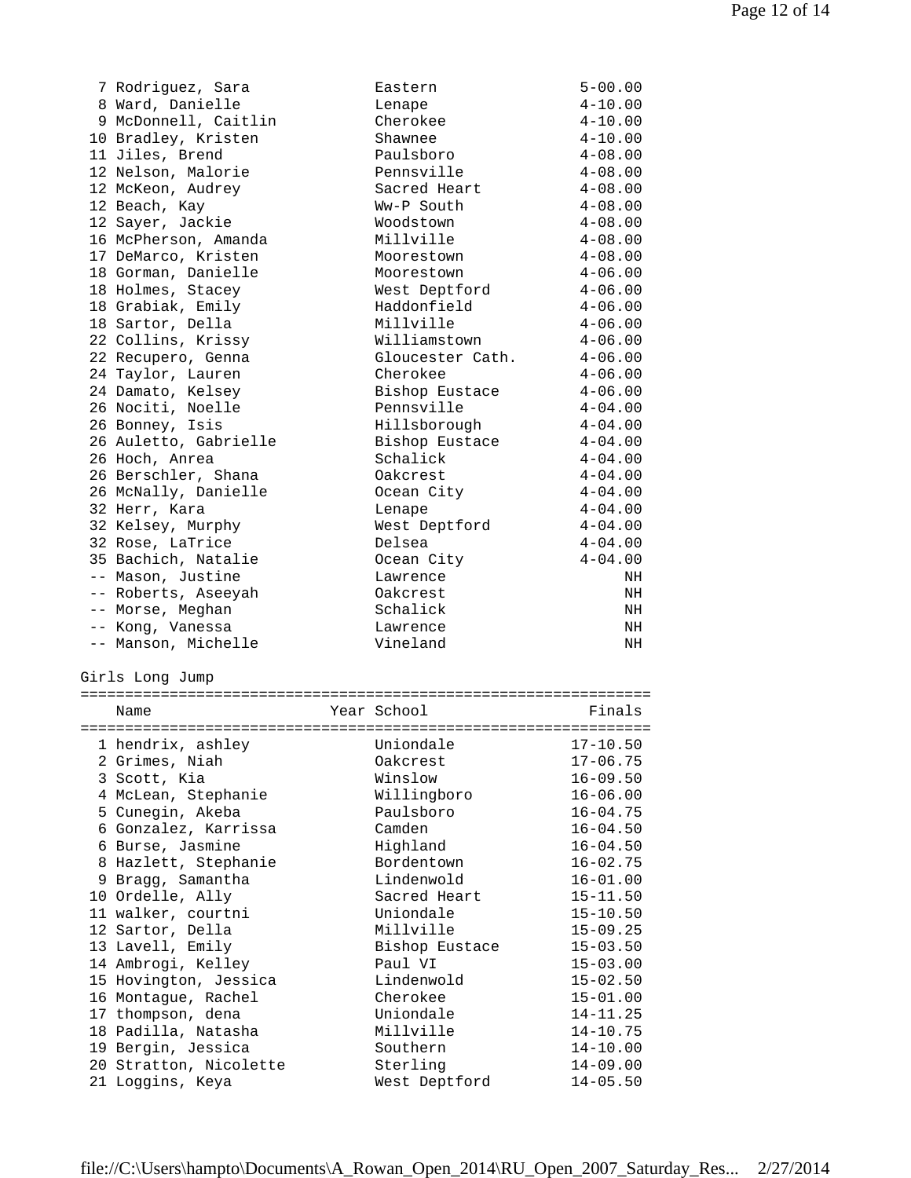| Place | Name | Year | School | Finals |
|---|---|---|---|---|
| 7 | Rodriguez, Sara | | Eastern | 5-00.00 |
| 8 | Ward, Danielle | | Lenape | 4-10.00 |
| 9 | McDonnell, Caitlin | | Cherokee | 4-10.00 |
| 10 | Bradley, Kristen | | Shawnee | 4-10.00 |
| 11 | Jiles, Brend | | Paulsboro | 4-08.00 |
| 12 | Nelson, Malorie | | Pennsville | 4-08.00 |
| 12 | McKeon, Audrey | | Sacred Heart | 4-08.00 |
| 12 | Beach, Kay | | Ww-P South | 4-08.00 |
| 12 | Sayer, Jackie | | Woodstown | 4-08.00 |
| 16 | McPherson, Amanda | | Millville | 4-08.00 |
| 17 | DeMarco, Kristen | | Moorestown | 4-08.00 |
| 18 | Gorman, Danielle | | Moorestown | 4-06.00 |
| 18 | Holmes, Stacey | | West Deptford | 4-06.00 |
| 18 | Grabiak, Emily | | Haddonfield | 4-06.00 |
| 18 | Sartor, Della | | Millville | 4-06.00 |
| 22 | Collins, Krissy | | Williamstown | 4-06.00 |
| 22 | Recupero, Genna | | Gloucester Cath. | 4-06.00 |
| 24 | Taylor, Lauren | | Cherokee | 4-06.00 |
| 24 | Damato, Kelsey | | Bishop Eustace | 4-06.00 |
| 26 | Nociti, Noelle | | Pennsville | 4-04.00 |
| 26 | Bonney, Isis | | Hillsborough | 4-04.00 |
| 26 | Auletto, Gabrielle | | Bishop Eustace | 4-04.00 |
| 26 | Hoch, Anrea | | Schalick | 4-04.00 |
| 26 | Berschler, Shana | | Oakcrest | 4-04.00 |
| 26 | McNally, Danielle | | Ocean City | 4-04.00 |
| 32 | Herr, Kara | | Lenape | 4-04.00 |
| 32 | Kelsey, Murphy | | West Deptford | 4-04.00 |
| 32 | Rose, LaTrice | | Delsea | 4-04.00 |
| 35 | Bachich, Natalie | | Ocean City | 4-04.00 |
| -- | Mason, Justine | | Lawrence | NH |
| -- | Roberts, Aseeyah | | Oakcrest | NH |
| -- | Morse, Meghan | | Schalick | NH |
| -- | Kong, Vanessa | | Lawrence | NH |
| -- | Manson, Michelle | | Vineland | NH |

## Girls Long Jump

| Place | Name | Year | School | Finals |
|---|---|---|---|---|
| 1 | hendrix, ashley | | Uniondale | 17-10.50 |
| 2 | Grimes, Niah | | Oakcrest | 17-06.75 |
| 3 | Scott, Kia | | Winslow | 16-09.50 |
| 4 | McLean, Stephanie | | Willingboro | 16-06.00 |
| 5 | Cunegin, Akeba | | Paulsboro | 16-04.75 |
| 6 | Gonzalez, Karrissa | | Camden | 16-04.50 |
| 6 | Burse, Jasmine | | Highland | 16-04.50 |
| 8 | Hazlett, Stephanie | | Bordentown | 16-02.75 |
| 9 | Bragg, Samantha | | Lindenwold | 16-01.00 |
| 10 | Ordelle, Ally | | Sacred Heart | 15-11.50 |
| 11 | walker, courtni | | Uniondale | 15-10.50 |
| 12 | Sartor, Della | | Millville | 15-09.25 |
| 13 | Lavell, Emily | | Bishop Eustace | 15-03.50 |
| 14 | Ambrogi, Kelley | | Paul VI | 15-03.00 |
| 15 | Hovington, Jessica | | Lindenwold | 15-02.50 |
| 16 | Montague, Rachel | | Cherokee | 15-01.00 |
| 17 | thompson, dena | | Uniondale | 14-11.25 |
| 18 | Padilla, Natasha | | Millville | 14-10.75 |
| 19 | Bergin, Jessica | | Southern | 14-10.00 |
| 20 | Stratton, Nicolette | | Sterling | 14-09.00 |
| 21 | Loggins, Keya | | West Deptford | 14-05.50 |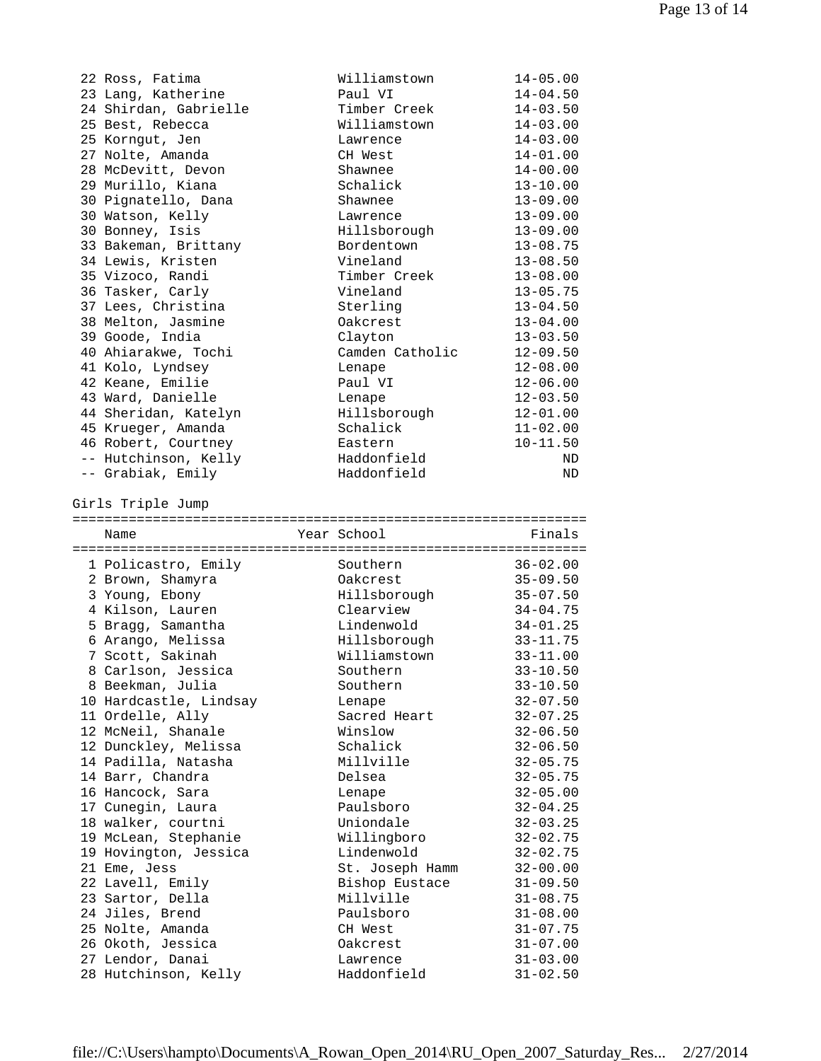| Place | Name | Year | School | Finals |
|---|---|---|---|---|
| 22 | Ross, Fatima | | Williamstown | 14-05.00 |
| 23 | Lang, Katherine | | Paul VI | 14-04.50 |
| 24 | Shirdan, Gabrielle | | Timber Creek | 14-03.50 |
| 25 | Best, Rebecca | | Williamstown | 14-03.00 |
| 25 | Korngut, Jen | | Lawrence | 14-03.00 |
| 27 | Nolte, Amanda | | CH West | 14-01.00 |
| 28 | McDevitt, Devon | | Shawnee | 14-00.00 |
| 29 | Murillo, Kiana | | Schalick | 13-10.00 |
| 30 | Pignatello, Dana | | Shawnee | 13-09.00 |
| 30 | Watson, Kelly | | Lawrence | 13-09.00 |
| 30 | Bonney, Isis | | Hillsborough | 13-09.00 |
| 33 | Bakeman, Brittany | | Bordentown | 13-08.75 |
| 34 | Lewis, Kristen | | Vineland | 13-08.50 |
| 35 | Vizoco, Randi | | Timber Creek | 13-08.00 |
| 36 | Tasker, Carly | | Vineland | 13-05.75 |
| 37 | Lees, Christina | | Sterling | 13-04.50 |
| 38 | Melton, Jasmine | | Oakcrest | 13-04.00 |
| 39 | Goode, India | | Clayton | 13-03.50 |
| 40 | Ahiarakwe, Tochi | | Camden Catholic | 12-09.50 |
| 41 | Kolo, Lyndsey | | Lenape | 12-08.00 |
| 42 | Keane, Emilie | | Paul VI | 12-06.00 |
| 43 | Ward, Danielle | | Lenape | 12-03.50 |
| 44 | Sheridan, Katelyn | | Hillsborough | 12-01.00 |
| 45 | Krueger, Amanda | | Schalick | 11-02.00 |
| 46 | Robert, Courtney | | Eastern | 10-11.50 |
| -- | Hutchinson, Kelly | | Haddonfield | ND |
| -- | Grabiak, Emily | | Haddonfield | ND |

## Girls Triple Jump

| Place | Name | Year | School | Finals |
|---|---|---|---|---|
| 1 | Policastro, Emily | | Southern | 36-02.00 |
| 2 | Brown, Shamyra | | Oakcrest | 35-09.50 |
| 3 | Young, Ebony | | Hillsborough | 35-07.50 |
| 4 | Kilson, Lauren | | Clearview | 34-04.75 |
| 5 | Bragg, Samantha | | Lindenwold | 34-01.25 |
| 6 | Arango, Melissa | | Hillsborough | 33-11.75 |
| 7 | Scott, Sakinah | | Williamstown | 33-11.00 |
| 8 | Carlson, Jessica | | Southern | 33-10.50 |
| 8 | Beekman, Julia | | Southern | 33-10.50 |
| 10 | Hardcastle, Lindsay | | Lenape | 32-07.50 |
| 11 | Ordelle, Ally | | Sacred Heart | 32-07.25 |
| 12 | McNeil, Shanale | | Winslow | 32-06.50 |
| 12 | Dunckley, Melissa | | Schalick | 32-06.50 |
| 14 | Padilla, Natasha | | Millville | 32-05.75 |
| 14 | Barr, Chandra | | Delsea | 32-05.75 |
| 16 | Hancock, Sara | | Lenape | 32-05.00 |
| 17 | Cunegin, Laura | | Paulsboro | 32-04.25 |
| 18 | walker, courtni | | Uniondale | 32-03.25 |
| 19 | McLean, Stephanie | | Willingboro | 32-02.75 |
| 19 | Hovington, Jessica | | Lindenwold | 32-02.75 |
| 21 | Eme, Jess | | St. Joseph Hamm | 32-00.00 |
| 22 | Lavell, Emily | | Bishop Eustace | 31-09.50 |
| 23 | Sartor, Della | | Millville | 31-08.75 |
| 24 | Jiles, Brend | | Paulsboro | 31-08.00 |
| 25 | Nolte, Amanda | | CH West | 31-07.75 |
| 26 | Okoth, Jessica | | Oakcrest | 31-07.00 |
| 27 | Lendor, Danai | | Lawrence | 31-03.00 |
| 28 | Hutchinson, Kelly | | Haddonfield | 31-02.50 |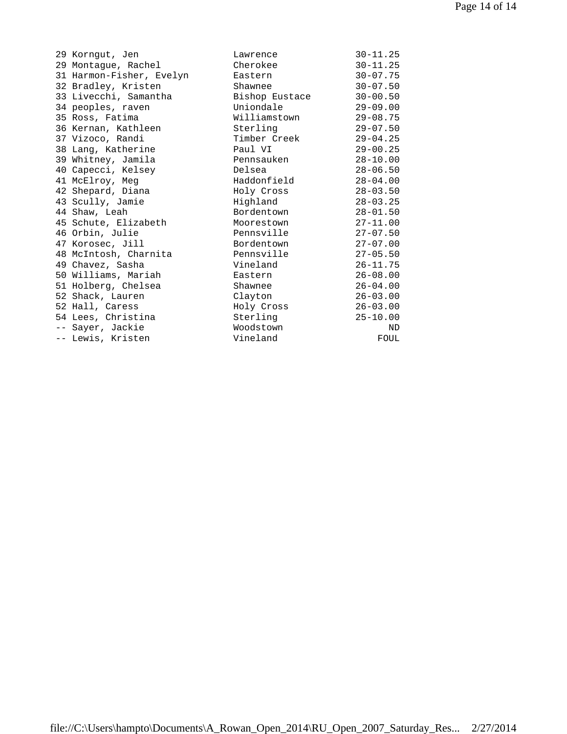| | | | |
|---|---|---|---|
| 29 | Korngut, Jen | Lawrence | 30-11.25 |
| 29 | Montague, Rachel | Cherokee | 30-11.25 |
| 31 | Harmon-Fisher, Evelyn | Eastern | 30-07.75 |
| 32 | Bradley, Kristen | Shawnee | 30-07.50 |
| 33 | Livecchi, Samantha | Bishop Eustace | 30-00.50 |
| 34 | peoples, raven | Uniondale | 29-09.00 |
| 35 | Ross, Fatima | Williamstown | 29-08.75 |
| 36 | Kernan, Kathleen | Sterling | 29-07.50 |
| 37 | Vizoco, Randi | Timber Creek | 29-04.25 |
| 38 | Lang, Katherine | Paul VI | 29-00.25 |
| 39 | Whitney, Jamila | Pennsauken | 28-10.00 |
| 40 | Capecci, Kelsey | Delsea | 28-06.50 |
| 41 | McElroy, Meg | Haddonfield | 28-04.00 |
| 42 | Shepard, Diana | Holy Cross | 28-03.50 |
| 43 | Scully, Jamie | Highland | 28-03.25 |
| 44 | Shaw, Leah | Bordentown | 28-01.50 |
| 45 | Schute, Elizabeth | Moorestown | 27-11.00 |
| 46 | Orbin, Julie | Pennsville | 27-07.50 |
| 47 | Korosec, Jill | Bordentown | 27-07.00 |
| 48 | McIntosh, Charnita | Pennsville | 27-05.50 |
| 49 | Chavez, Sasha | Vineland | 26-11.75 |
| 50 | Williams, Mariah | Eastern | 26-08.00 |
| 51 | Holberg, Chelsea | Shawnee | 26-04.00 |
| 52 | Shack, Lauren | Clayton | 26-03.00 |
| 52 | Hall, Caress | Holy Cross | 26-03.00 |
| 54 | Lees, Christina | Sterling | 25-10.00 |
| -- | Sayer, Jackie | Woodstown | ND |
| -- | Lewis, Kristen | Vineland | FOUL |